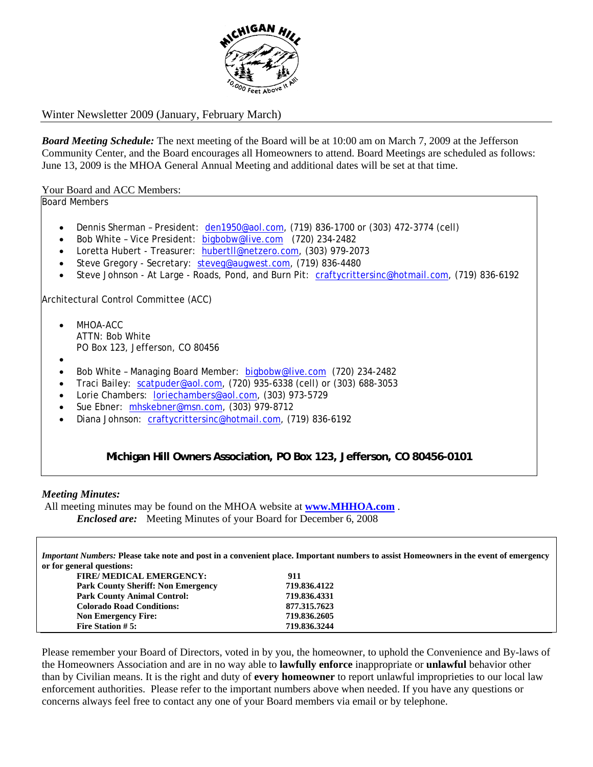# Winter Newsletter 2009 (January, February March)

***Board Meeting Schedule:*** The next meeting of the Board will be at 10:00 am on March 7, 2009 at the Jefferson Community Center, and the Board encourages all Homeowners to attend. Board Meetings are scheduled as follows: June 13, 2009 is the MHOA General Annual Meeting and additional dates will be set at that time.

Your Board and ACC Members:

Board Members

- Dennis Sherman – President: den1950@aol.com, (719) 836-1700 or (303) 472-3774 (cell)
- Bob White – Vice President: bigbobw@live.com (720) 234-2482
- Loretta Hubert - Treasurer: hubertll@netzero.com, (303) 979-2073
- Steve Gregory - Secretary: steveg@augwest.com, (719) 836-4480
- Steve Johnson - At Large - Roads, Pond, and Burn Pit: craftycrittersinc@hotmail.com, (719) 836-6192

Architectural Control Committee (ACC)

- MHOA-ACC  
  ATTN: Bob White  
  PO Box 123, Jefferson, CO 80456
- 
- Bob White – Managing Board Member: bigbobw@live.com (720) 234-2482
- Traci Bailey: scatpuder@aol.com, (720) 935-6338 (cell) or (303) 688-3053
- Lorie Chambers: loriechambers@aol.com, (303) 973-5729
- Sue Ebner: mhskebner@msn.com, (303) 979-8712
- Diana Johnson: craftycrittersinc@hotmail.com, (719) 836-6192

**Michigan Hill Owners Association, PO Box 123, Jefferson, CO 80456-0101**

***Meeting Minutes:***

All meeting minutes may be found on the MHOA website at **www.MHHOA.com** .

***Enclosed are:*** Meeting Minutes of your Board for December 6, 2008

***Important Numbers:*** **Please take note and post in a convenient place. Important numbers to assist Homeowners in the event of emergency or for general questions:**

| | |
|---|---|
| **FIRE/ MEDICAL EMERGENCY:** | **911** |
| **Park County Sheriff: Non Emergency** | **719.836.4122** |
| **Park County Animal Control:** | **719.836.4331** |
| **Colorado Road Conditions:** | **877.315.7623** |
| **Non Emergency Fire:** | **719.836.2605** |
| **Fire Station # 5:** | **719.836.3244** |

Please remember your Board of Directors, voted in by you, the homeowner, to uphold the Convenience and By-laws of the Homeowners Association and are in no way able to **lawfully enforce** inappropriate or **unlawful** behavior other than by Civilian means. It is the right and duty of **every homeowner** to report unlawful improprieties to our local law enforcement authorities. Please refer to the important numbers above when needed. If you have any questions or concerns always feel free to contact any one of your Board members via email or by telephone.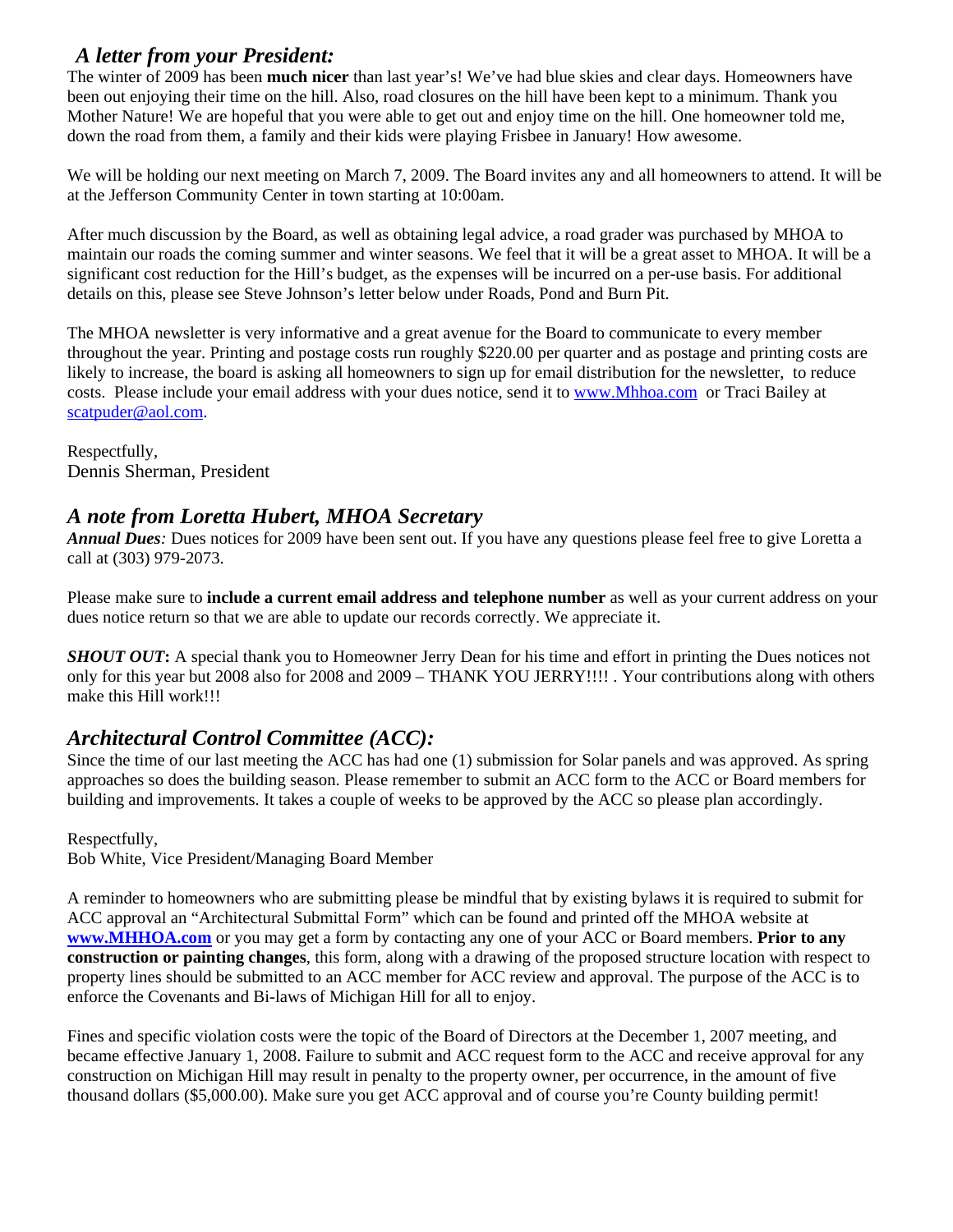## *A letter from your President:*

The winter of 2009 has been **much nicer** than last year's! We've had blue skies and clear days. Homeowners have been out enjoying their time on the hill. Also, road closures on the hill have been kept to a minimum. Thank you Mother Nature! We are hopeful that you were able to get out and enjoy time on the hill. One homeowner told me, down the road from them, a family and their kids were playing Frisbee in January! How awesome.

We will be holding our next meeting on March 7, 2009. The Board invites any and all homeowners to attend. It will be at the Jefferson Community Center in town starting at 10:00am.

After much discussion by the Board, as well as obtaining legal advice, a road grader was purchased by MHOA to maintain our roads the coming summer and winter seasons. We feel that it will be a great asset to MHOA. It will be a significant cost reduction for the Hill's budget, as the expenses will be incurred on a per-use basis. For additional details on this, please see Steve Johnson's letter below under Roads, Pond and Burn Pit.

The MHOA newsletter is very informative and a great avenue for the Board to communicate to every member throughout the year. Printing and postage costs run roughly $220.00 per quarter and as postage and printing costs are likely to increase, the board is asking all homeowners to sign up for email distribution for the newsletter, to reduce costs. Please include your email address with your dues notice, send it to www.Mhhoa.com or Traci Bailey at scatpuder@aol.com.

Respectfully,
Dennis Sherman, President

## *A note from Loretta Hubert, MHOA Secretary*

***Annual Dues****:* Dues notices for 2009 have been sent out. If you have any questions please feel free to give Loretta a call at (303) 979-2073.

Please make sure to **include a current email address and telephone number** as well as your current address on your dues notice return so that we are able to update our records correctly. We appreciate it.

***SHOUT OUT*****:** A special thank you to Homeowner Jerry Dean for his time and effort in printing the Dues notices not only for this year but 2008 also for 2008 and 2009 – THANK YOU JERRY!!!! . Your contributions along with others make this Hill work!!!

## *Architectural Control Committee (ACC):*

Since the time of our last meeting the ACC has had one (1) submission for Solar panels and was approved. As spring approaches so does the building season. Please remember to submit an ACC form to the ACC or Board members for building and improvements. It takes a couple of weeks to be approved by the ACC so please plan accordingly.

Respectfully,
Bob White, Vice President/Managing Board Member

A reminder to homeowners who are submitting please be mindful that by existing bylaws it is required to submit for ACC approval an "Architectural Submittal Form" which can be found and printed off the MHOA website at **www.MHHOA.com** or you may get a form by contacting any one of your ACC or Board members. **Prior to any construction or painting changes**, this form, along with a drawing of the proposed structure location with respect to property lines should be submitted to an ACC member for ACC review and approval. The purpose of the ACC is to enforce the Covenants and Bi-laws of Michigan Hill for all to enjoy.

Fines and specific violation costs were the topic of the Board of Directors at the December 1, 2007 meeting, and became effective January 1, 2008. Failure to submit and ACC request form to the ACC and receive approval for any construction on Michigan Hill may result in penalty to the property owner, per occurrence, in the amount of five thousand dollars ($5,000.00). Make sure you get ACC approval and of course you're County building permit!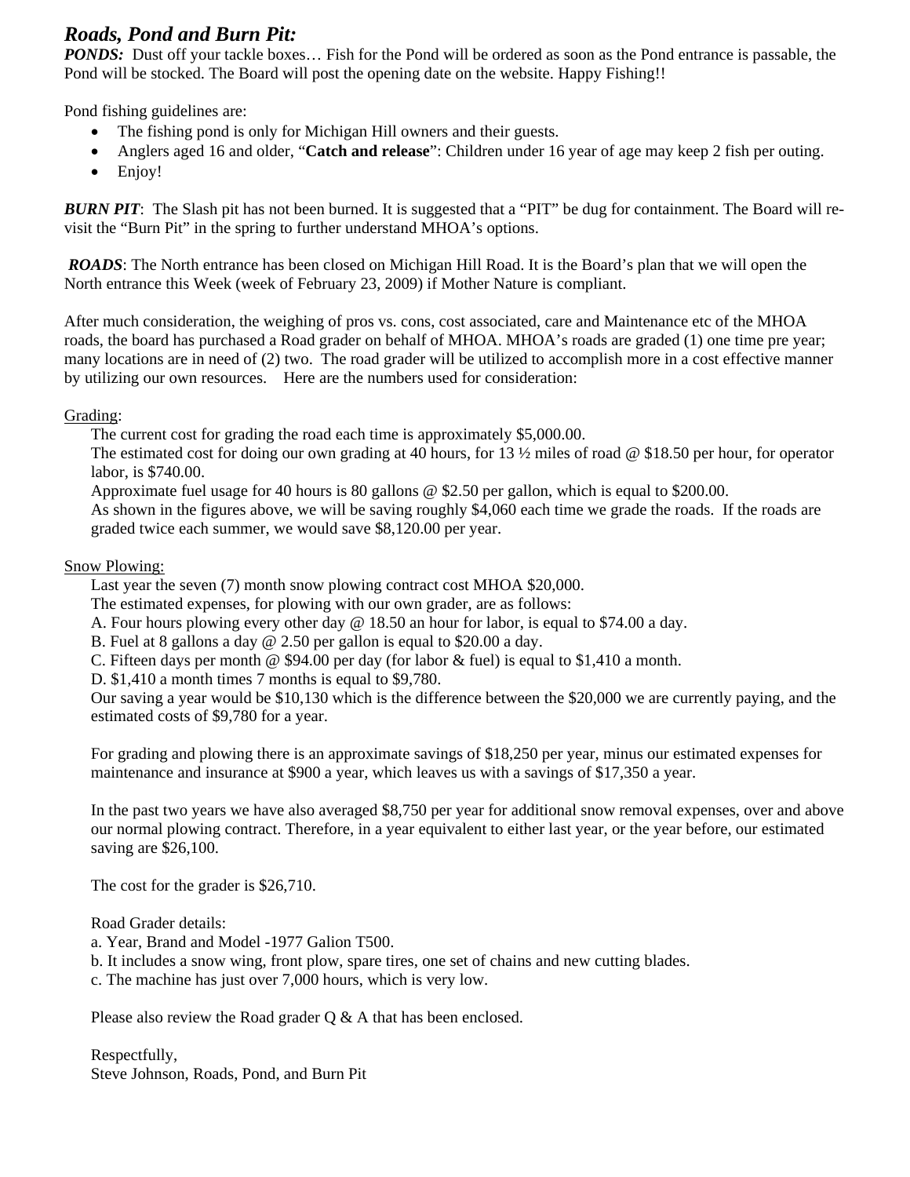# *Roads, Pond and Burn Pit:*

***PONDS:*** Dust off your tackle boxes… Fish for the Pond will be ordered as soon as the Pond entrance is passable, the Pond will be stocked. The Board will post the opening date on the website. Happy Fishing!!

Pond fishing guidelines are:

- The fishing pond is only for Michigan Hill owners and their guests.
- Anglers aged 16 and older, "**Catch and release**": Children under 16 year of age may keep 2 fish per outing.
- Enjoy!

***BURN PIT***: The Slash pit has not been burned. It is suggested that a "PIT" be dug for containment. The Board will re-visit the "Burn Pit" in the spring to further understand MHOA's options.

***ROADS***: The North entrance has been closed on Michigan Hill Road. It is the Board's plan that we will open the North entrance this Week (week of February 23, 2009) if Mother Nature is compliant.

After much consideration, the weighing of pros vs. cons, cost associated, care and Maintenance etc of the MHOA roads, the board has purchased a Road grader on behalf of MHOA. MHOA's roads are graded (1) one time pre year; many locations are in need of (2) two. The road grader will be utilized to accomplish more in a cost effective manner by utilizing our own resources. Here are the numbers used for consideration:

<u>Grading</u>:

The current cost for grading the road each time is approximately $5,000.00.

The estimated cost for doing our own grading at 40 hours, for 13 ½ miles of road @ $18.50 per hour, for operator labor, is $740.00.

Approximate fuel usage for 40 hours is 80 gallons @ $2.50 per gallon, which is equal to $200.00.

As shown in the figures above, we will be saving roughly $4,060 each time we grade the roads. If the roads are graded twice each summer, we would save $8,120.00 per year.

<u>Snow Plowing:</u>

Last year the seven (7) month snow plowing contract cost MHOA $20,000.

The estimated expenses, for plowing with our own grader, are as follows:

A. Four hours plowing every other day @ 18.50 an hour for labor, is equal to $74.00 a day.

B. Fuel at 8 gallons a day @ 2.50 per gallon is equal to $20.00 a day.

C. Fifteen days per month @ $94.00 per day (for labor & fuel) is equal to $1,410 a month.

D. $1,410 a month times 7 months is equal to $9,780.

Our saving a year would be $10,130 which is the difference between the $20,000 we are currently paying, and the estimated costs of $9,780 for a year.

For grading and plowing there is an approximate savings of $18,250 per year, minus our estimated expenses for maintenance and insurance at $900 a year, which leaves us with a savings of $17,350 a year.

In the past two years we have also averaged $8,750 per year for additional snow removal expenses, over and above our normal plowing contract. Therefore, in a year equivalent to either last year, or the year before, our estimated saving are $26,100.

The cost for the grader is $26,710.

Road Grader details:

a. Year, Brand and Model -1977 Galion T500.

b. It includes a snow wing, front plow, spare tires, one set of chains and new cutting blades.

c. The machine has just over 7,000 hours, which is very low.

Please also review the Road grader Q & A that has been enclosed.

Respectfully,

Steve Johnson, Roads, Pond, and Burn Pit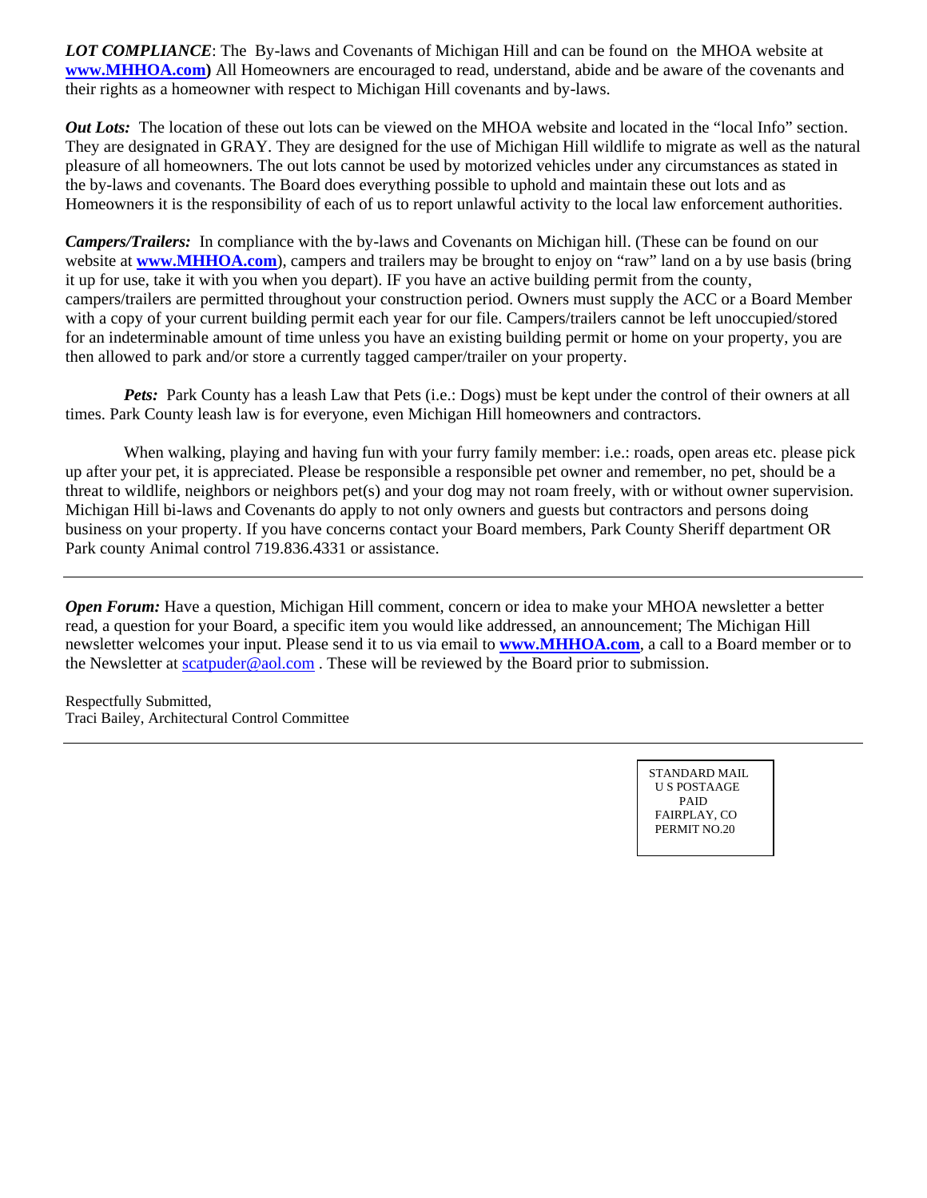***LOT COMPLIANCE***: The By-laws and Covenants of Michigan Hill and can be found on the MHOA website at **www.MHHOA.com)** All Homeowners are encouraged to read, understand, abide and be aware of the covenants and their rights as a homeowner with respect to Michigan Hill covenants and by-laws.

***Out Lots:*** The location of these out lots can be viewed on the MHOA website and located in the "local Info" section. They are designated in GRAY. They are designed for the use of Michigan Hill wildlife to migrate as well as the natural pleasure of all homeowners. The out lots cannot be used by motorized vehicles under any circumstances as stated in the by-laws and covenants. The Board does everything possible to uphold and maintain these out lots and as Homeowners it is the responsibility of each of us to report unlawful activity to the local law enforcement authorities.

***Campers/Trailers:*** In compliance with the by-laws and Covenants on Michigan hill. (These can be found on our website at **www.MHHOA.com**), campers and trailers may be brought to enjoy on "raw" land on a by use basis (bring it up for use, take it with you when you depart). IF you have an active building permit from the county, campers/trailers are permitted throughout your construction period. Owners must supply the ACC or a Board Member with a copy of your current building permit each year for our file. Campers/trailers cannot be left unoccupied/stored for an indeterminable amount of time unless you have an existing building permit or home on your property, you are then allowed to park and/or store a currently tagged camper/trailer on your property.

***Pets:*** Park County has a leash Law that Pets (i.e.: Dogs) must be kept under the control of their owners at all times. Park County leash law is for everyone, even Michigan Hill homeowners and contractors.

When walking, playing and having fun with your furry family member: i.e.: roads, open areas etc. please pick up after your pet, it is appreciated. Please be responsible a responsible pet owner and remember, no pet, should be a threat to wildlife, neighbors or neighbors pet(s) and your dog may not roam freely, with or without owner supervision. Michigan Hill bi-laws and Covenants do apply to not only owners and guests but contractors and persons doing business on your property. If you have concerns contact your Board members, Park County Sheriff department OR Park county Animal control 719.836.4331 or assistance.

---

***Open Forum:*** Have a question, Michigan Hill comment, concern or idea to make your MHOA newsletter a better read, a question for your Board, a specific item you would like addressed, an announcement; The Michigan Hill newsletter welcomes your input. Please send it to us via email to **www.MHHOA.com**, a call to a Board member or to the Newsletter at scatpuder@aol.com . These will be reviewed by the Board prior to submission.

Respectfully Submitted,
Traci Bailey, Architectural Control Committee

---

STANDARD MAIL
U S POSTAAGE
PAID
FAIRPLAY, CO
PERMIT NO.20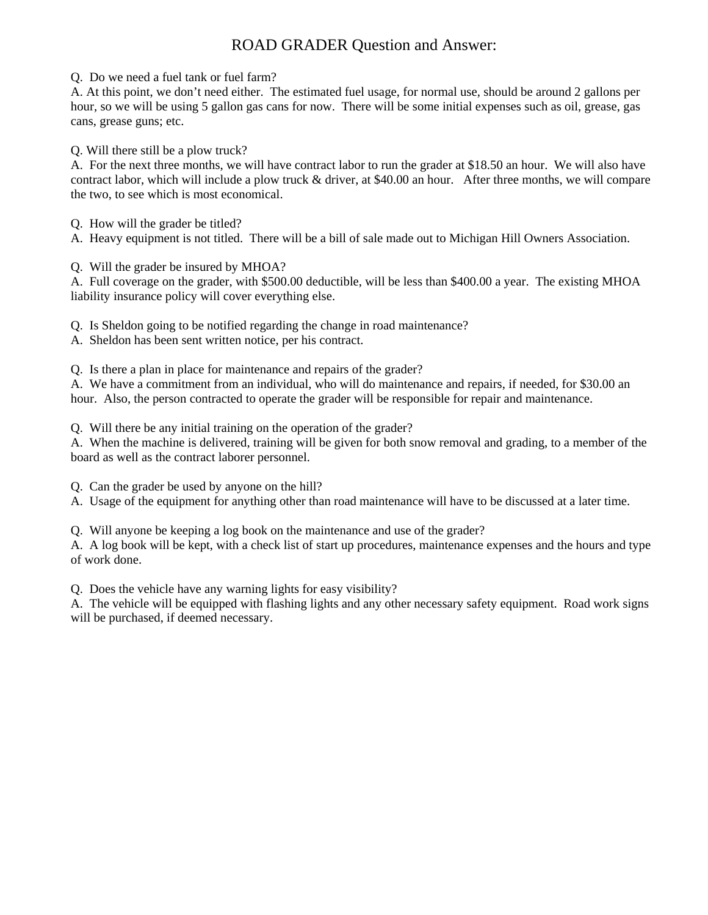# ROAD GRADER Question and Answer:

Q. Do we need a fuel tank or fuel farm?
A. At this point, we don't need either. The estimated fuel usage, for normal use, should be around 2 gallons per hour, so we will be using 5 gallon gas cans for now. There will be some initial expenses such as oil, grease, gas cans, grease guns; etc.

Q. Will there still be a plow truck?
A. For the next three months, we will have contract labor to run the grader at $18.50 an hour. We will also have contract labor, which will include a plow truck & driver, at $40.00 an hour. After three months, we will compare the two, to see which is most economical.

Q. How will the grader be titled?
A. Heavy equipment is not titled. There will be a bill of sale made out to Michigan Hill Owners Association.

Q. Will the grader be insured by MHOA?
A. Full coverage on the grader, with $500.00 deductible, will be less than $400.00 a year. The existing MHOA liability insurance policy will cover everything else.

Q. Is Sheldon going to be notified regarding the change in road maintenance?
A. Sheldon has been sent written notice, per his contract.

Q. Is there a plan in place for maintenance and repairs of the grader?
A. We have a commitment from an individual, who will do maintenance and repairs, if needed, for $30.00 an hour. Also, the person contracted to operate the grader will be responsible for repair and maintenance.

Q. Will there be any initial training on the operation of the grader?
A. When the machine is delivered, training will be given for both snow removal and grading, to a member of the board as well as the contract laborer personnel.

Q. Can the grader be used by anyone on the hill?
A. Usage of the equipment for anything other than road maintenance will have to be discussed at a later time.

Q. Will anyone be keeping a log book on the maintenance and use of the grader?
A. A log book will be kept, with a check list of start up procedures, maintenance expenses and the hours and type of work done.

Q. Does the vehicle have any warning lights for easy visibility?
A. The vehicle will be equipped with flashing lights and any other necessary safety equipment. Road work signs will be purchased, if deemed necessary.